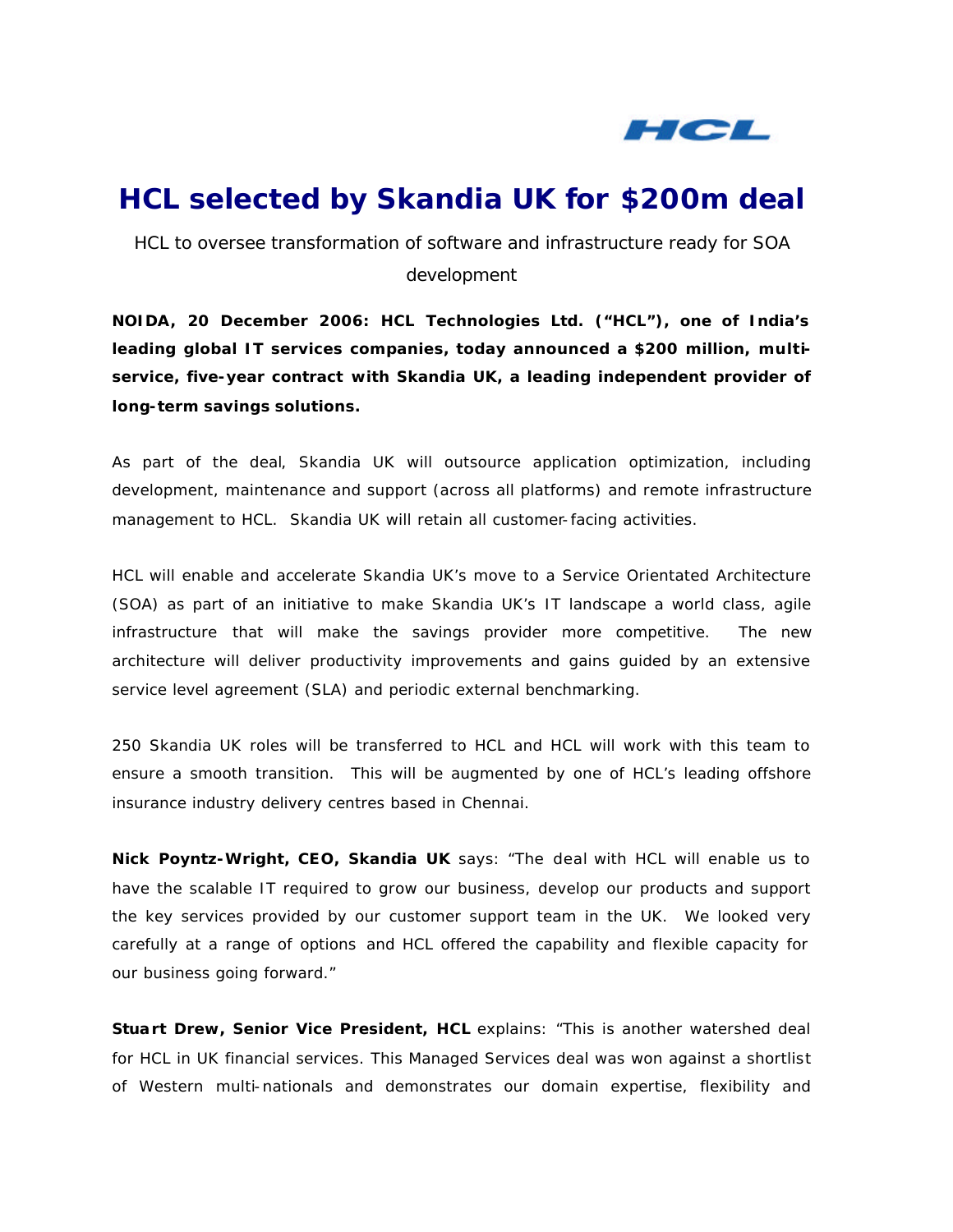# HCL selected by Skandia UK for $200m deal

HCL to oversee transformation of software and infrastructure ready for SOA development

**NOIDA, 20 December 2006: HCL Technologies Ltd. ("HCL"), one of India's leading global IT services companies, today announced a $200 million, multi-service, five-year contract with Skandia UK, a leading independent provider of long-term savings solutions.**

As part of the deal, Skandia UK will outsource application optimization, including development, maintenance and support (across all platforms) and remote infrastructure management to HCL. Skandia UK will retain all customer-facing activities.

HCL will enable and accelerate Skandia UK's move to a Service Orientated Architecture (SOA) as part of an initiative to make Skandia UK's IT landscape a world class, agile infrastructure that will make the savings provider more competitive. The new architecture will deliver productivity improvements and gains guided by an extensive service level agreement (SLA) and periodic external benchmarking.

250 Skandia UK roles will be transferred to HCL and HCL will work with this team to ensure a smooth transition. This will be augmented by one of HCL's leading offshore insurance industry delivery centres based in Chennai.

**Nick Poyntz-Wright, CEO, Skandia UK** says: "The deal with HCL will enable us to have the scalable IT required to grow our business, develop our products and support the key services provided by our customer support team in the UK. We looked very carefully at a range of options and HCL offered the capability and flexible capacity for our business going forward."

**Stuart Drew, Senior Vice President, HCL** explains: "This is another watershed deal for HCL in UK financial services. This Managed Services deal was won against a shortlist of Western multi-nationals and demonstrates our domain expertise, flexibility and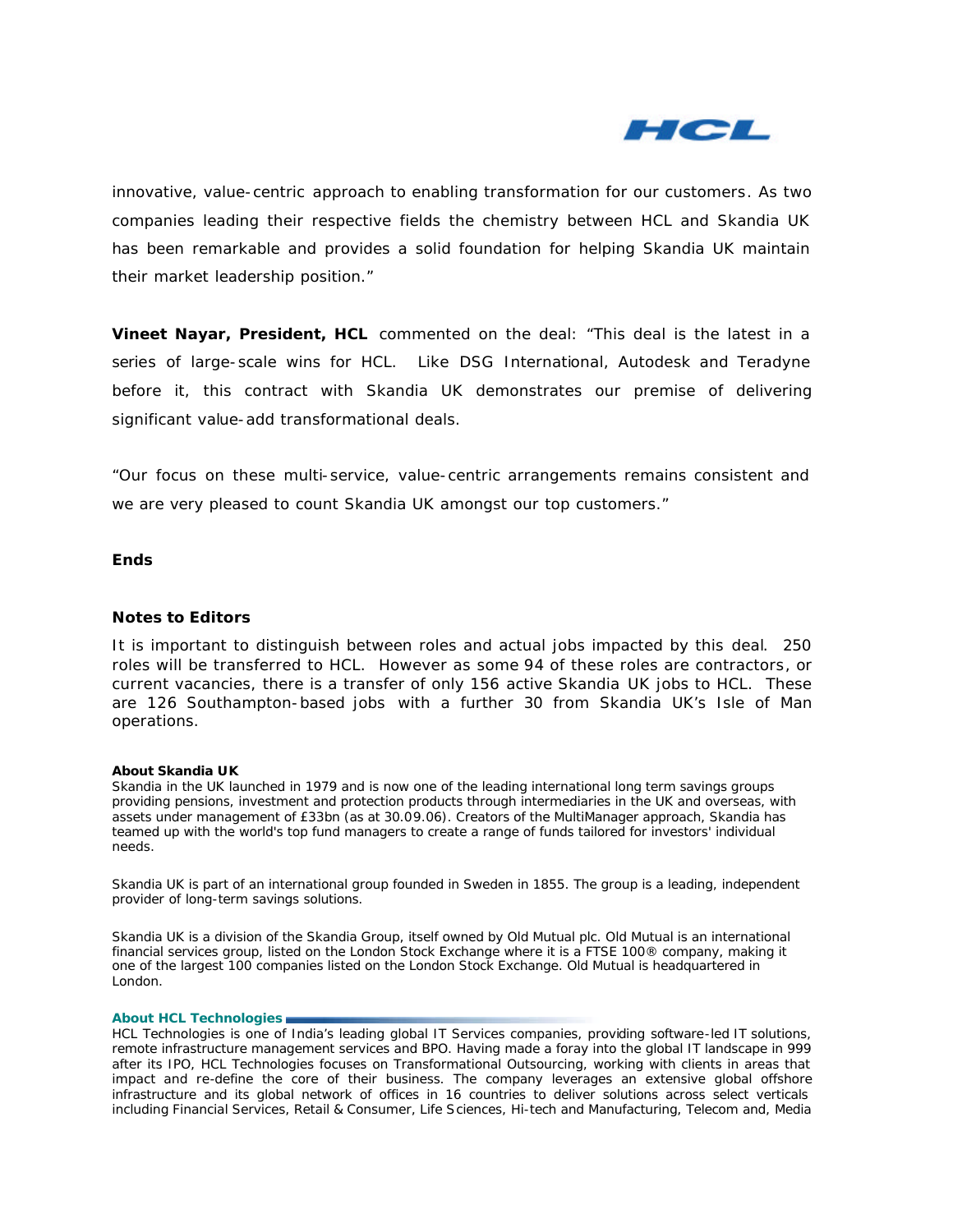innovative, value-centric approach to enabling transformation for our customers. As two companies leading their respective fields the chemistry between HCL and Skandia UK has been remarkable and provides a solid foundation for helping Skandia UK maintain their market leadership position."

**Vineet Nayar, President, HCL** commented on the deal: "This deal is the latest in a series of large-scale wins for HCL. Like DSG International, Autodesk and Teradyne before it, this contract with Skandia UK demonstrates our premise of delivering significant value-add transformational deals.

"Our focus on these multi-service, value-centric arrangements remains consistent and we are very pleased to count Skandia UK amongst our top customers."

**Ends**

**Notes to Editors**

It is important to distinguish between roles and actual jobs impacted by this deal. 250 roles will be transferred to HCL. However as some 94 of these roles are contractors, or current vacancies, there is a transfer of only 156 active Skandia UK jobs to HCL. These are 126 Southampton-based jobs with a further 30 from Skandia UK's Isle of Man operations.

**About Skandia UK**

Skandia in the UK launched in 1979 and is now one of the leading international long term savings groups providing pensions, investment and protection products through intermediaries in the UK and overseas, with assets under management of £33bn (as at 30.09.06). Creators of the MultiManager approach, Skandia has teamed up with the world's top fund managers to create a range of funds tailored for investors' individual needs.

Skandia UK is part of an international group founded in Sweden in 1855. The group is a leading, independent provider of long-term savings solutions.

Skandia UK is a division of the Skandia Group, itself owned by Old Mutual plc. Old Mutual is an international financial services group, listed on the London Stock Exchange where it is a FTSE 100® company, making it one of the largest 100 companies listed on the London Stock Exchange. Old Mutual is headquartered in London.

**About HCL Technologies**

HCL Technologies is one of India's leading global IT Services companies, providing software-led IT solutions, remote infrastructure management services and BPO. Having made a foray into the global IT landscape in 999 after its IPO, HCL Technologies focuses on Transformational Outsourcing, working with clients in areas that impact and re-define the core of their business. The company leverages an extensive global offshore infrastructure and its global network of offices in 16 countries to deliver solutions across select verticals including Financial Services, Retail & Consumer, Life Sciences, Hi-tech and Manufacturing, Telecom and, Media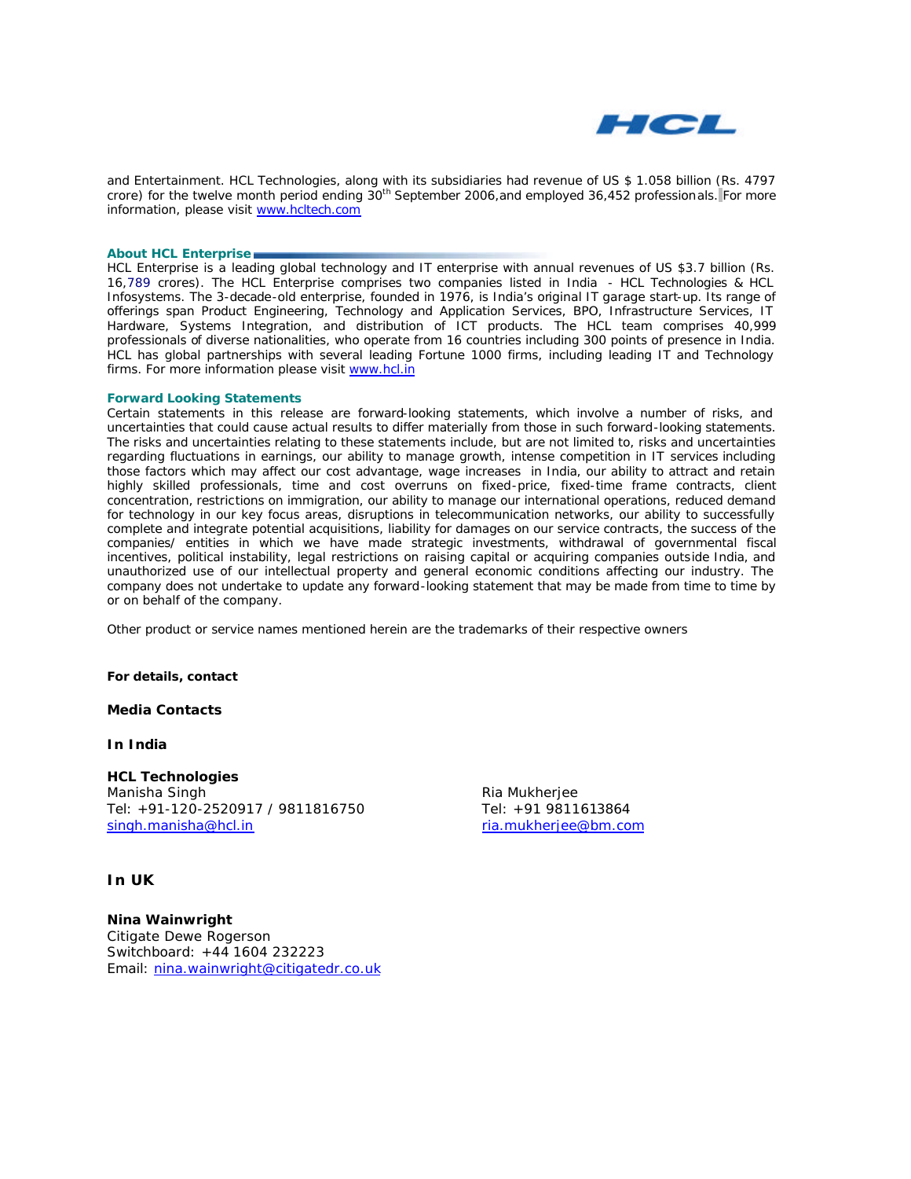and Entertainment. HCL Technologies, along with its subsidiaries had revenue of US $ 1.058 billion (Rs. 4797 crore) for the twelve month period ending 30th September 2006,and employed 36,452 professionals. For more information, please visit www.hcltech.com

**About HCL Enterprise**

HCL Enterprise is a leading global technology and IT enterprise with annual revenues of US $3.7 billion (Rs. 16,789 crores). The HCL Enterprise comprises two companies listed in India - HCL Technologies & HCL Infosystems. The 3-decade-old enterprise, founded in 1976, is India's original IT garage start-up. Its range of offerings span Product Engineering, Technology and Application Services, BPO, Infrastructure Services, IT Hardware, Systems Integration, and distribution of ICT products. The HCL team comprises 40,999 professionals of diverse nationalities, who operate from 16 countries including 300 points of presence in India. HCL has global partnerships with several leading Fortune 1000 firms, including leading IT and Technology firms. For more information please visit www.hcl.in

**Forward Looking Statements**

Certain statements in this release are forward-looking statements, which involve a number of risks, and uncertainties that could cause actual results to differ materially from those in such forward-looking statements. The risks and uncertainties relating to these statements include, but are not limited to, risks and uncertainties regarding fluctuations in earnings, our ability to manage growth, intense competition in IT services including those factors which may affect our cost advantage, wage increases in India, our ability to attract and retain highly skilled professionals, time and cost overruns on fixed-price, fixed-time frame contracts, client concentration, restrictions on immigration, our ability to manage our international operations, reduced demand for technology in our key focus areas, disruptions in telecommunication networks, our ability to successfully complete and integrate potential acquisitions, liability for damages on our service contracts, the success of the companies/ entities in which we have made strategic investments, withdrawal of governmental fiscal incentives, political instability, legal restrictions on raising capital or acquiring companies outside India, and unauthorized use of our intellectual property and general economic conditions affecting our industry. The company does not undertake to update any forward-looking statement that may be made from time to time by or on behalf of the company.

Other product or service names mentioned herein are the trademarks of their respective owners

**For details, contact**

**Media Contacts**

**In India**

**HCL Technologies**
Manisha Singh
Tel: +91-120-2520917 / 9811816750
singh.manisha@hcl.in

Ria Mukherjee
Tel: +91 9811613864
ria.mukherjee@bm.com

**In UK**

**Nina Wainwright**
Citigate Dewe Rogerson
Switchboard: +44 1604 232223
Email: nina.wainwright@citigatedr.co.uk